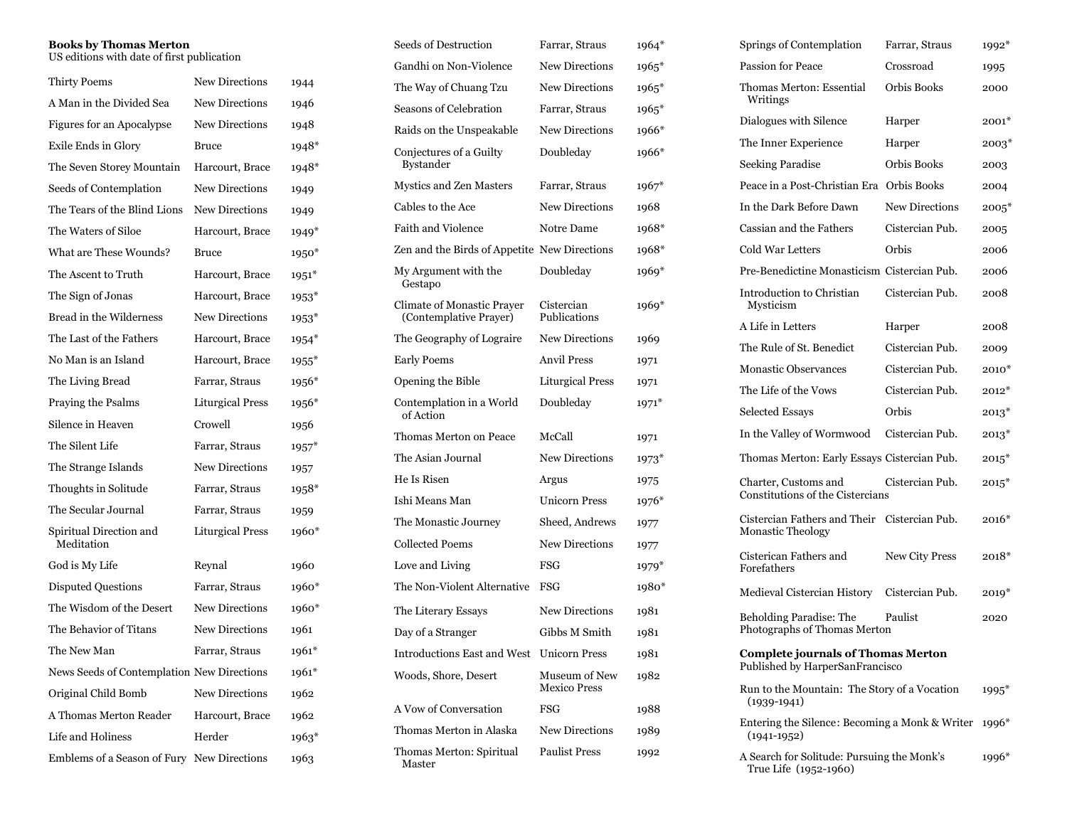**Books by Thomas Merton**
US editions with date of first publication

| Title | Publisher | Year |
|---|---|---|
| Thirty Poems | New Directions | 1944 |
| A Man in the Divided Sea | New Directions | 1946 |
| Figures for an Apocalypse | New Directions | 1948 |
| Exile Ends in Glory | Bruce | 1948* |
| The Seven Storey Mountain | Harcourt, Brace | 1948* |
| Seeds of Contemplation | New Directions | 1949 |
| The Tears of the Blind Lions | New Directions | 1949 |
| The Waters of Siloe | Harcourt, Brace | 1949* |
| What are These Wounds? | Bruce | 1950* |
| The Ascent to Truth | Harcourt, Brace | 1951* |
| The Sign of Jonas | Harcourt, Brace | 1953* |
| Bread in the Wilderness | New Directions | 1953* |
| The Last of the Fathers | Harcourt, Brace | 1954* |
| No Man is an Island | Harcourt, Brace | 1955* |
| The Living Bread | Farrar, Straus | 1956* |
| Praying the Psalms | Liturgical Press | 1956* |
| Silence in Heaven | Crowell | 1956 |
| The Silent Life | Farrar, Straus | 1957* |
| The Strange Islands | New Directions | 1957 |
| Thoughts in Solitude | Farrar, Straus | 1958* |
| The Secular Journal | Farrar, Straus | 1959 |
| Spiritual Direction and Meditation | Liturgical Press | 1960* |
| God is My Life | Reynal | 1960 |
| Disputed Questions | Farrar, Straus | 1960* |
| The Wisdom of the Desert | New Directions | 1960* |
| The Behavior of Titans | New Directions | 1961 |
| The New Man | Farrar, Straus | 1961* |
| News Seeds of Contemplation | New Directions | 1961* |
| Original Child Bomb | New Directions | 1962 |
| A Thomas Merton Reader | Harcourt, Brace | 1962 |
| Life and Holiness | Herder | 1963* |
| Emblems of a Season of Fury | New Directions | 1963 |
| Seeds of Destruction | Farrar, Straus | 1964* |
| Gandhi on Non-Violence | New Directions | 1965* |
| The Way of Chuang Tzu | New Directions | 1965* |
| Seasons of Celebration | Farrar, Straus | 1965* |
| Raids on the Unspeakable | New Directions | 1966* |
| Conjectures of a Guilty Bystander | Doubleday | 1966* |
| Mystics and Zen Masters | Farrar, Straus | 1967* |
| Cables to the Ace | New Directions | 1968 |
| Faith and Violence | Notre Dame | 1968* |
| Zen and the Birds of Appetite | New Directions | 1968* |
| My Argument with the Gestapo | Doubleday | 1969* |
| Climate of Monastic Prayer (Contemplative Prayer) | Cistercian Publications | 1969* |
| The Geography of Lograire | New Directions | 1969 |
| Early Poems | Anvil Press | 1971 |
| Opening the Bible | Liturgical Press | 1971 |
| Contemplation in a World of Action | Doubleday | 1971* |
| Thomas Merton on Peace | McCall | 1971 |
| The Asian Journal | New Directions | 1973* |
| He Is Risen | Argus | 1975 |
| Ishi Means Man | Unicorn Press | 1976* |
| The Monastic Journey | Sheed, Andrews | 1977 |
| Collected Poems | New Directions | 1977 |
| Love and Living | FSG | 1979* |
| The Non-Violent Alternative | FSG | 1980* |
| The Literary Essays | New Directions | 1981 |
| Day of a Stranger | Gibbs M Smith | 1981 |
| Introductions East and West | Unicorn Press | 1981 |
| Woods, Shore, Desert | Museum of New Mexico Press | 1982 |
| A Vow of Conversation | FSG | 1988 |
| Thomas Merton in Alaska | New Directions | 1989 |
| Thomas Merton: Spiritual Master | Paulist Press | 1992 |
| Springs of Contemplation | Farrar, Straus | 1992* |
| Passion for Peace | Crossroad | 1995 |
| Thomas Merton: Essential Writings | Orbis Books | 2000 |
| Dialogues with Silence | Harper | 2001* |
| The Inner Experience | Harper | 2003* |
| Seeking Paradise | Orbis Books | 2003 |
| Peace in a Post-Christian Era | Orbis Books | 2004 |
| In the Dark Before Dawn | New Directions | 2005* |
| Cassian and the Fathers | Cistercian Pub. | 2005 |
| Cold War Letters | Orbis | 2006 |
| Pre-Benedictine Monasticism | Cistercian Pub. | 2006 |
| Introduction to Christian Mysticism | Cistercian Pub. | 2008 |
| A Life in Letters | Harper | 2008 |
| The Rule of St. Benedict | Cistercian Pub. | 2009 |
| Monastic Observances | Cistercian Pub. | 2010* |
| The Life of the Vows | Cistercian Pub. | 2012* |
| Selected Essays | Orbis | 2013* |
| In the Valley of Wormwood | Cistercian Pub. | 2013* |
| Thomas Merton: Early Essays | Cistercian Pub. | 2015* |
| Charter, Customs and Constitutions of the Cistercians | Cistercian Pub. | 2015* |
| Cistercian Fathers and Their Monastic Theology | Cistercian Pub. | 2016* |
| Cisterican Fathers and Forefathers | New City Press | 2018* |
| Medieval Cistercian History | Cistercian Pub. | 2019* |
| Beholding Paradise: The Photographs of Thomas Merton | Paulist | 2020 |

**Complete journals of Thomas Merton**
Published by HarperSanFrancisco

| Title | Year |
|---|---|
| Run to the Mountain: The Story of a Vocation (1939-1941) | 1995* |
| Entering the Silence: Becoming a Monk & Writer (1941-1952) | 1996* |
| A Search for Solitude: Pursuing the Monk's True Life (1952-1960) | 1996* |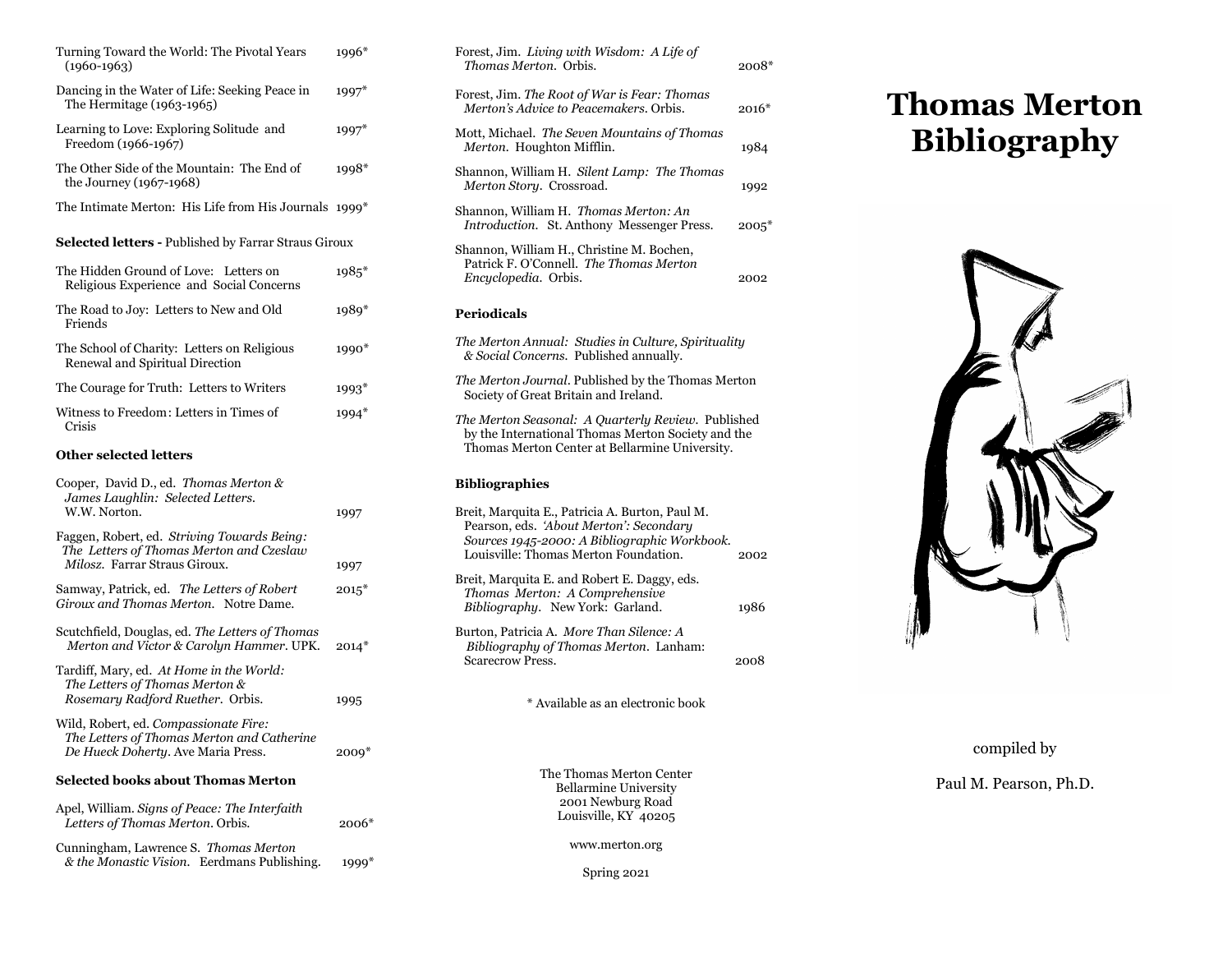Turning Toward the World: The Pivotal Years (1960-1963) 1996*

Dancing in the Water of Life: Seeking Peace in The Hermitage (1963-1965) 1997*

Learning to Love: Exploring Solitude and Freedom (1966-1967) 1997*

The Other Side of the Mountain: The End of the Journey (1967-1968) 1998*

The Intimate Merton: His Life from His Journals 1999*

**Selected letters -** Published by Farrar Straus Giroux

The Hidden Ground of Love: Letters on Religious Experience and Social Concerns 1985*

The Road to Joy: Letters to New and Old Friends 1989*

The School of Charity: Letters on Religious Renewal and Spiritual Direction 1990*

The Courage for Truth: Letters to Writers 1993*

Witness to Freedom: Letters in Times of Crisis 1994*

**Other selected letters**

Cooper, David D., ed. *Thomas Merton & James Laughlin: Selected Letters.* W.W. Norton. 1997

Faggen, Robert, ed. *Striving Towards Being: The Letters of Thomas Merton and Czeslaw Milosz.* Farrar Straus Giroux. 1997

Samway, Patrick, ed. *The Letters of Robert Giroux and Thomas Merton.* Notre Dame. 2015*

Scutchfield, Douglas, ed. *The Letters of Thomas Merton and Victor & Carolyn Hammer.* UPK. 2014*

Tardiff, Mary, ed. *At Home in the World: The Letters of Thomas Merton & Rosemary Radford Ruether.* Orbis. 1995

Wild, Robert, ed. *Compassionate Fire: The Letters of Thomas Merton and Catherine De Hueck Doherty.* Ave Maria Press. 2009*

**Selected books about Thomas Merton**

Apel, William. *Signs of Peace: The Interfaith Letters of Thomas Merton.* Orbis. 2006*

Cunningham, Lawrence S. *Thomas Merton & the Monastic Vision.* Eerdmans Publishing. 1999*

Forest, Jim. *Living with Wisdom: A Life of Thomas Merton.* Orbis. 2008*

Forest, Jim. *The Root of War is Fear: Thomas Merton's Advice to Peacemakers.* Orbis. 2016*

Mott, Michael. *The Seven Mountains of Thomas Merton.* Houghton Mifflin. 1984

Shannon, William H. *Silent Lamp: The Thomas Merton Story.* Crossroad. 1992

Shannon, William H. *Thomas Merton: An Introduction.* St. Anthony Messenger Press. 2005*

Shannon, William H., Christine M. Bochen, Patrick F. O'Connell. *The Thomas Merton Encyclopedia.* Orbis. 2002

**Periodicals**

*The Merton Annual: Studies in Culture, Spirituality & Social Concerns.* Published annually.

*The Merton Journal.* Published by the Thomas Merton Society of Great Britain and Ireland.

*The Merton Seasonal: A Quarterly Review.* Published by the International Thomas Merton Society and the Thomas Merton Center at Bellarmine University.

**Bibliographies**

Breit, Marquita E., Patricia A. Burton, Paul M. Pearson, eds. *'About Merton': Secondary Sources 1945-2000: A Bibliographic Workbook.* Louisville: Thomas Merton Foundation. 2002

Breit, Marquita E. and Robert E. Daggy, eds. *Thomas Merton: A Comprehensive Bibliography.* New York: Garland. 1986

Burton, Patricia A. *More Than Silence: A Bibliography of Thomas Merton.* Lanham: Scarecrow Press. 2008

\* Available as an electronic book

The Thomas Merton Center
Bellarmine University
2001 Newburg Road
Louisville, KY 40205

www.merton.org

Spring 2021

# Thomas Merton Bibliography

compiled by

Paul M. Pearson, Ph.D.